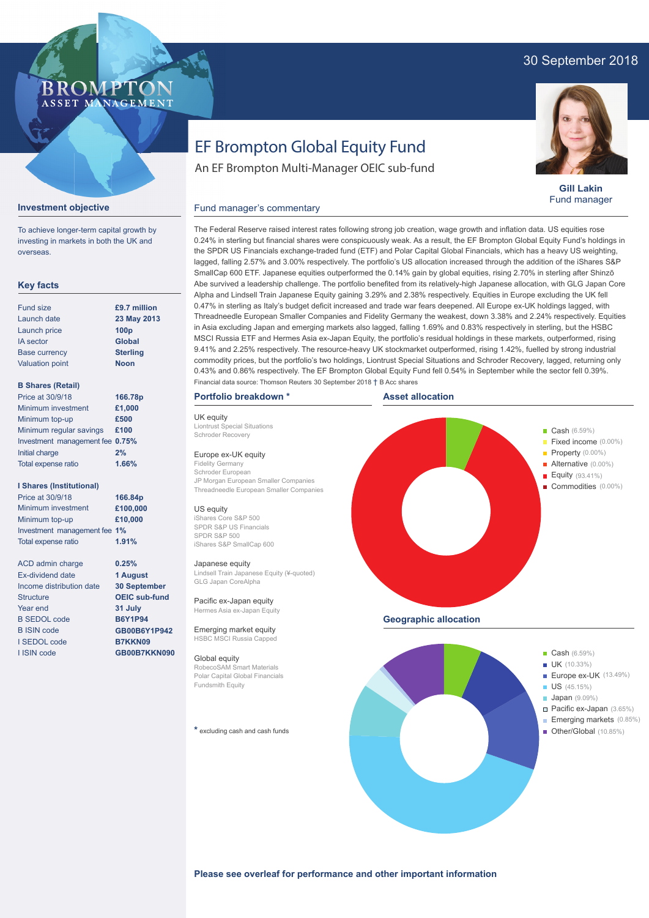30 September 2018

# EF Brompton Global Equity Fund

An EF Brompton Multi-Manager OEIC sub-fund

**Gill Lakin**
Fund manager

## Investment objective

To achieve longer-term capital growth by investing in markets in both the UK and overseas.

## Key facts

| | |
|---|---|
| Fund size | **£9.7 million** |
| Launch date | **23 May 2013** |
| Launch price | **100p** |
| IA sector | **Global** |
| Base currency | **Sterling** |
| Valuation point | **Noon** |

**B Shares (Retail)**

| | |
|---|---|
| Price at 30/9/18 | **166.78p** |
| Minimum investment | **£1,000** |
| Minimum top-up | **£500** |
| Minimum regular savings | **£100** |
| Investment management fee | **0.75%** |
| Initial charge | **2%** |
| Total expense ratio | **1.66%** |

**I Shares (Institutional)**

| | |
|---|---|
| Price at 30/9/18 | **166.84p** |
| Minimum investment | **£100,000** |
| Minimum top-up | **£10,000** |
| Investment management fee | **1%** |
| Total expense ratio | **1.91%** |

| | |
|---|---|
| ACD admin charge | **0.25%** |
| Ex-dividend date | **1 August** |
| Income distribution date | **30 September** |
| Structure | **OEIC sub-fund** |
| Year end | **31 July** |
| B SEDOL code | **B6Y1P94** |
| B ISIN code | **GB00B6Y1P942** |
| I SEDOL code | **B7KKN09** |
| I ISIN code | **GB00B7KKN090** |

## Fund manager's commentary

The Federal Reserve raised interest rates following strong job creation, wage growth and inflation data. US equities rose 0.24% in sterling but financial shares were conspicuously weak. As a result, the EF Brompton Global Equity Fund's holdings in the SPDR US Financials exchange-traded fund (ETF) and Polar Capital Global Financials, which has a heavy US weighting, lagged, falling 2.57% and 3.00% respectively. The portfolio's US allocation increased through the addition of the iShares S&P SmallCap 600 ETF. Japanese equities outperformed the 0.14% gain by global equities, rising 2.70% in sterling after Shinzō Abe survived a leadership challenge. The portfolio benefited from its relatively-high Japanese allocation, with GLG Japan Core Alpha and Lindsell Train Japanese Equity gaining 3.29% and 2.38% respectively. Equities in Europe excluding the UK fell 0.47% in sterling as Italy's budget deficit increased and trade war fears deepened. All Europe ex-UK holdings lagged, with Threadneedle European Smaller Companies and Fidelity Germany the weakest, down 3.38% and 2.24% respectively. Equities in Asia excluding Japan and emerging markets also lagged, falling 1.69% and 0.83% respectively in sterling, but the HSBC MSCI Russia ETF and Hermes Asia ex-Japan Equity, the portfolio's residual holdings in these markets, outperformed, rising 9.41% and 2.25% respectively. The resource-heavy UK stockmarket outperformed, rising 1.42%, fuelled by strong industrial commodity prices, but the portfolio's two holdings, Liontrust Special Situations and Schroder Recovery, lagged, returning only 0.43% and 0.86% respectively. The EF Brompton Global Equity Fund fell 0.54% in September while the sector fell 0.39%.

Financial data source: Thomson Reuters 30 September 2018 † B Acc shares

## Portfolio breakdown *

UK equity
- Liontrust Special Situations
- Schroder Recovery

Europe ex-UK equity
- Fidelity Germany
- Schroder European
- JP Morgan European Smaller Companies
- Threadneedle European Smaller Companies

US equity
- iShares Core S&P 500
- SPDR S&P US Financials
- SPDR S&P 500
- iShares S&P SmallCap 600

Japanese equity
- Lindsell Train Japanese Equity (¥-quoted)
- GLG Japan CoreAlpha

Pacific ex-Japan equity
- Hermes Asia ex-Japan Equity

Emerging market equity
- HSBC MSCI Russia Capped

Global equity
- RobecoSAM Smart Materials
- Polar Capital Global Financials
- Fundsmith Equity

* excluding cash and cash funds

## Asset allocation

- Cash (6.59%)
- Fixed income (0.00%)
- Property (0.00%)
- Alternative (0.00%)
- Equity (93.41%)
- Commodities (0.00%)

## Geographic allocation

- Cash (6.59%)
- UK (10.33%)
- Europe ex-UK (13.49%)
- US (45.15%)
- Japan (9.09%)
- Pacific ex-Japan (3.65%)
- Emerging markets (0.85%)
- Other/Global (10.85%)

**Please see overleaf for performance and other important information**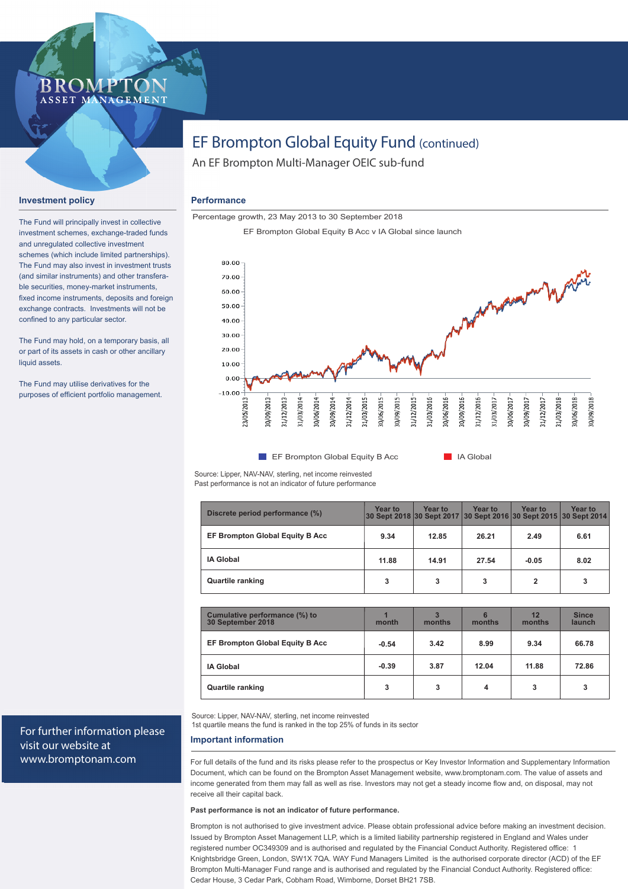BROMPTON
ASSET MANAGEMENT

# EF Brompton Global Equity Fund (continued)

An EF Brompton Multi-Manager OEIC sub-fund

## Investment policy

The Fund will principally invest in collective investment schemes, exchange-traded funds and unregulated collective investment schemes (which include limited partnerships). The Fund may also invest in investment trusts (and similar instruments) and other transferable securities, money-market instruments, fixed income instruments, deposits and foreign exchange contracts. Investments will not be confined to any particular sector.

The Fund may hold, on a temporary basis, all or part of its assets in cash or other ancillary liquid assets.

The Fund may utilise derivatives for the purposes of efficient portfolio management.

For further information please visit our website at www.bromptonam.com

## Performance

Percentage growth, 23 May 2013 to 30 September 2018

EF Brompton Global Equity B Acc v IA Global since launch

80.00
70.00
60.00
50.00
40.00
30.00
20.00
10.00
0.00
-10.00

23/05/2013, 30/09/2013, 31/12/2013, 31/03/2014, 30/06/2014, 30/09/2014, 31/12/2014, 31/03/2015, 30/06/2015, 30/09/2015, 31/12/2015, 31/03/2016, 30/06/2016, 30/09/2016, 31/12/2016, 31/03/2017, 30/06/2017, 30/09/2017, 31/12/2017, 31/03/2018, 30/06/2018, 30/09/2018

EF Brompton Global Equity B Acc    IA Global

Source: Lipper, NAV-NAV, sterling, net income reinvested
Past performance is not an indicator of future performance

| Discrete period performance (%) | Year to 30 Sept 2018 | Year to 30 Sept 2017 | Year to 30 Sept 2016 | Year to 30 Sept 2015 | Year to 30 Sept 2014 |
|---|---|---|---|---|---|
| EF Brompton Global Equity B Acc | 9.34 | 12.85 | 26.21 | 2.49 | 6.61 |
| IA Global | 11.88 | 14.91 | 27.54 | -0.05 | 8.02 |
| Quartile ranking | 3 | 3 | 3 | 2 | 3 |

| Cumulative performance (%) to 30 September 2018 | 1 month | 3 months | 6 months | 12 months | Since launch |
|---|---|---|---|---|---|
| EF Brompton Global Equity B Acc | -0.54 | 3.42 | 8.99 | 9.34 | 66.78 |
| IA Global | -0.39 | 3.87 | 12.04 | 11.88 | 72.86 |
| Quartile ranking | 3 | 3 | 4 | 3 | 3 |

Source: Lipper, NAV-NAV, sterling, net income reinvested
1st quartile means the fund is ranked in the top 25% of funds in its sector

## Important information

For full details of the fund and its risks please refer to the prospectus or Key Investor Information and Supplementary Information Document, which can be found on the Brompton Asset Management website, www.bromptonam.com. The value of assets and income generated from them may fall as well as rise. Investors may not get a steady income flow and, on disposal, may not receive all their capital back.

**Past performance is not an indicator of future performance.**

Brompton is not authorised to give investment advice. Please obtain professional advice before making an investment decision. Issued by Brompton Asset Management LLP, which is a limited liability partnership registered in England and Wales under registered number OC349309 and is authorised and regulated by the Financial Conduct Authority. Registered office: 1 Knightsbridge Green, London, SW1X 7QA. WAY Fund Managers Limited is the authorised corporate director (ACD) of the EF Brompton Multi-Manager Fund range and is authorised and regulated by the Financial Conduct Authority. Registered office: Cedar House, 3 Cedar Park, Cobham Road, Wimborne, Dorset BH21 7SB.